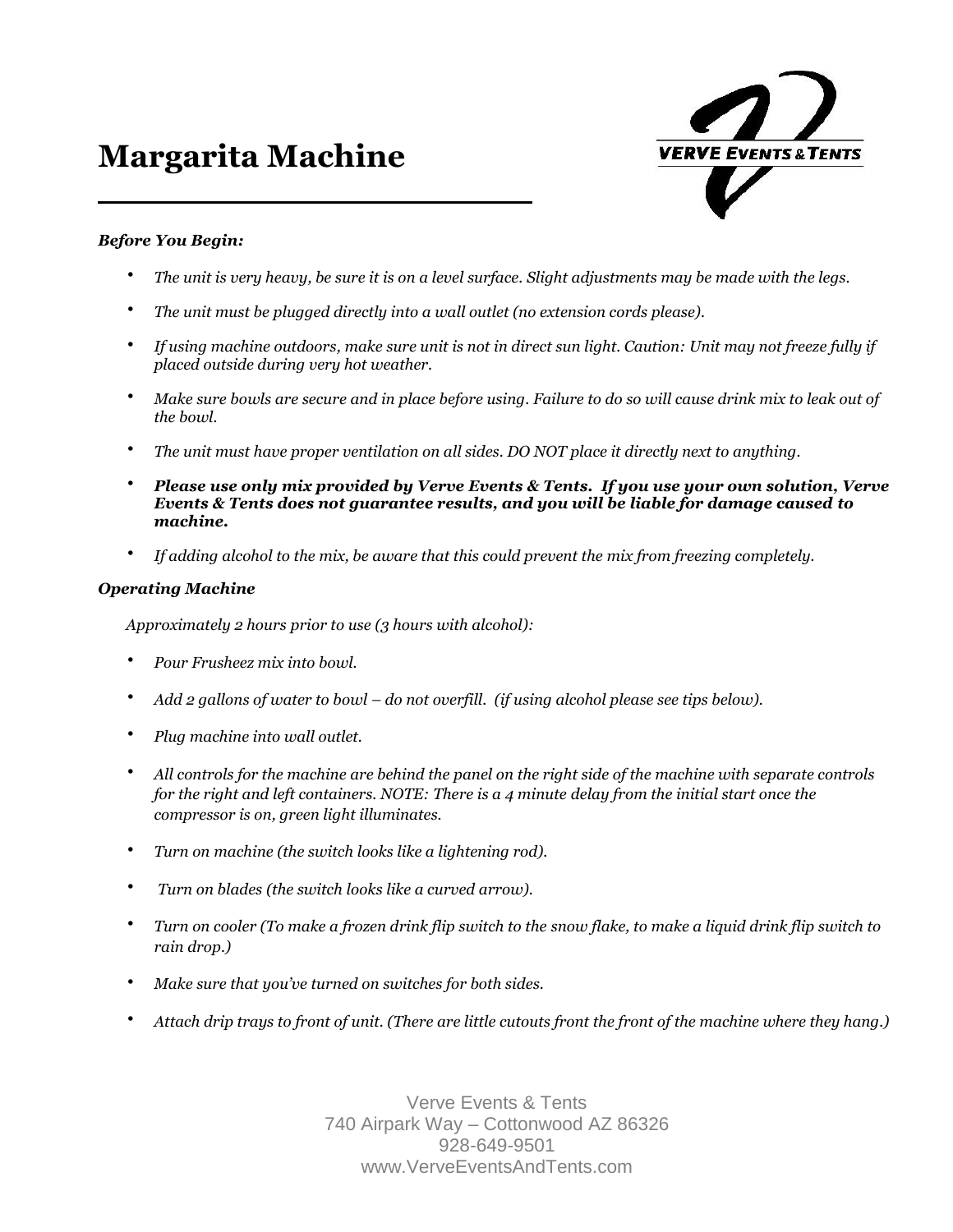# Margarita Machine

***Before You Begin:***

- *The unit is very heavy, be sure it is on a level surface. Slight adjustments may be made with the legs.*
- *The unit must be plugged directly into a wall outlet (no extension cords please).*
- *If using machine outdoors, make sure unit is not in direct sun light. Caution: Unit may not freeze fully if placed outside during very hot weather.*
- *Make sure bowls are secure and in place before using. Failure to do so will cause drink mix to leak out of the bowl.*
- *The unit must have proper ventilation on all sides. DO NOT place it directly next to anything.*
- ***Please use only mix provided by Verve Events & Tents. If you use your own solution, Verve Events & Tents does not guarantee results, and you will be liable for damage caused to machine.***
- *If adding alcohol to the mix, be aware that this could prevent the mix from freezing completely.*

***Operating Machine***

*Approximately 2 hours prior to use (3 hours with alcohol):*

- *Pour Frusheez mix into bowl.*
- *Add 2 gallons of water to bowl – do not overfill. (if using alcohol please see tips below).*
- *Plug machine into wall outlet.*
- *All controls for the machine are behind the panel on the right side of the machine with separate controls for the right and left containers. NOTE: There is a 4 minute delay from the initial start once the compressor is on, green light illuminates.*
- *Turn on machine (the switch looks like a lightening rod).*
- *Turn on blades (the switch looks like a curved arrow).*
- *Turn on cooler (To make a frozen drink flip switch to the snow flake, to make a liquid drink flip switch to rain drop.)*
- *Make sure that you've turned on switches for both sides.*
- *Attach drip trays to front of unit. (There are little cutouts front the front of the machine where they hang.)*

Verve Events & Tents
740 Airpark Way – Cottonwood AZ 86326
928-649-9501
www.VerveEventsAndTents.com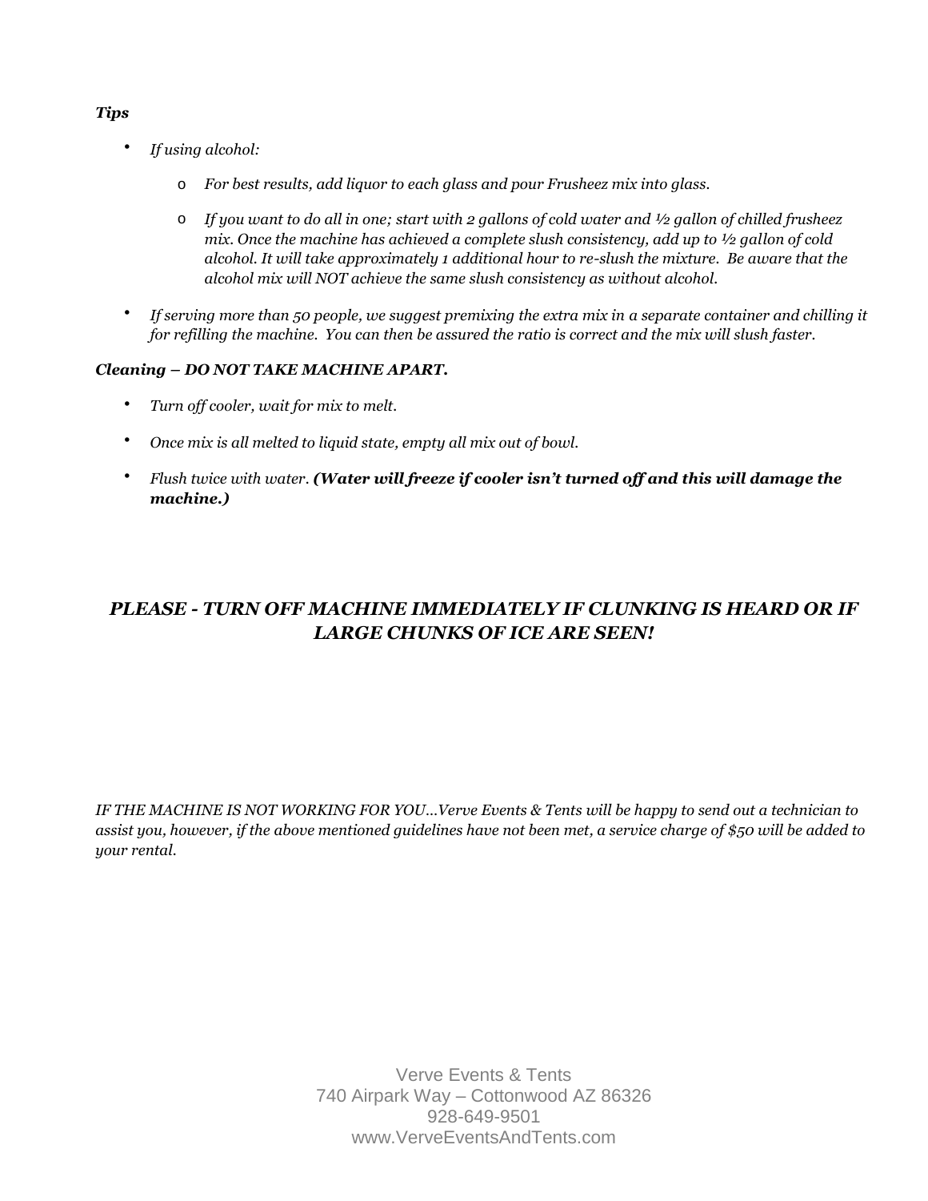***Tips***

- *If using alcohol:*
  - *For best results, add liquor to each glass and pour Frusheez mix into glass.*
  - *If you want to do all in one; start with 2 gallons of cold water and ½ gallon of chilled frusheez mix. Once the machine has achieved a complete slush consistency, add up to ½ gallon of cold alcohol. It will take approximately 1 additional hour to re-slush the mixture. Be aware that the alcohol mix will NOT achieve the same slush consistency as without alcohol.*
- *If serving more than 50 people, we suggest premixing the extra mix in a separate container and chilling it for refilling the machine. You can then be assured the ratio is correct and the mix will slush faster.*

***Cleaning – DO NOT TAKE MACHINE APART.***

- *Turn off cooler, wait for mix to melt.*
- *Once mix is all melted to liquid state, empty all mix out of bowl.*
- *Flush twice with water.* ***(Water will freeze if cooler isn't turned off and this will damage the machine.)***

***PLEASE - TURN OFF MACHINE IMMEDIATELY IF CLUNKING IS HEARD OR IF LARGE CHUNKS OF ICE ARE SEEN!***

*IF THE MACHINE IS NOT WORKING FOR YOU…Verve Events & Tents will be happy to send out a technician to assist you, however, if the above mentioned guidelines have not been met, a service charge of $50 will be added to your rental.*

Verve Events & Tents
740 Airpark Way – Cottonwood AZ 86326
928-649-9501
www.VerveEventsAndTents.com